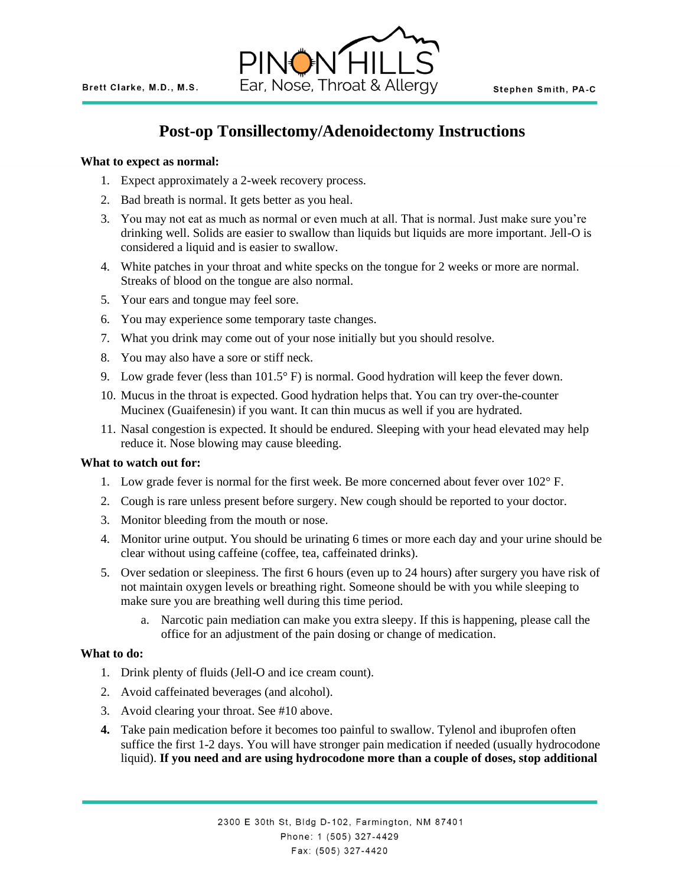Brett Clarke, M.D., M.S.

PINON HILLS
Ear, Nose, Throat & Allergy

Stephen Smith, PA-C

# Post-op Tonsillectomy/Adenoidectomy Instructions

**What to expect as normal:**

1. Expect approximately a 2-week recovery process.
2. Bad breath is normal. It gets better as you heal.
3. You may not eat as much as normal or even much at all. That is normal. Just make sure you're drinking well. Solids are easier to swallow than liquids but liquids are more important. Jell-O is considered a liquid and is easier to swallow.
4. White patches in your throat and white specks on the tongue for 2 weeks or more are normal. Streaks of blood on the tongue are also normal.
5. Your ears and tongue may feel sore.
6. You may experience some temporary taste changes.
7. What you drink may come out of your nose initially but you should resolve.
8. You may also have a sore or stiff neck.
9. Low grade fever (less than 101.5° F) is normal. Good hydration will keep the fever down.
10. Mucus in the throat is expected. Good hydration helps that. You can try over-the-counter Mucinex (Guaifenesin) if you want. It can thin mucus as well if you are hydrated.
11. Nasal congestion is expected. It should be endured. Sleeping with your head elevated may help reduce it. Nose blowing may cause bleeding.

**What to watch out for:**

1. Low grade fever is normal for the first week. Be more concerned about fever over 102° F.
2. Cough is rare unless present before surgery. New cough should be reported to your doctor.
3. Monitor bleeding from the mouth or nose.
4. Monitor urine output. You should be urinating 6 times or more each day and your urine should be clear without using caffeine (coffee, tea, caffeinated drinks).
5. Over sedation or sleepiness. The first 6 hours (even up to 24 hours) after surgery you have risk of not maintain oxygen levels or breathing right. Someone should be with you while sleeping to make sure you are breathing well during this time period.
   a. Narcotic pain mediation can make you extra sleepy. If this is happening, please call the office for an adjustment of the pain dosing or change of medication.

**What to do:**

1. Drink plenty of fluids (Jell-O and ice cream count).
2. Avoid caffeinated beverages (and alcohol).
3. Avoid clearing your throat. See #10 above.
4. Take pain medication before it becomes too painful to swallow. Tylenol and ibuprofen often suffice the first 1-2 days. You will have stronger pain medication if needed (usually hydrocodone liquid). **If you need and are using hydrocodone more than a couple of doses, stop additional**

2300 E 30th St, Bldg D-102, Farmington, NM 87401
Phone: 1 (505) 327-4429
Fax: (505) 327-4420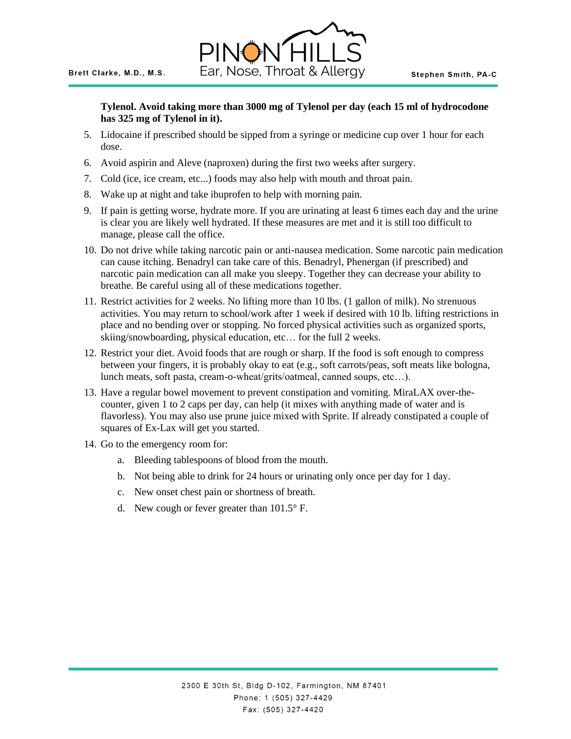**Tylenol. Avoid taking more than 3000 mg of Tylenol per day (each 15 ml of hydrocodone has 325 mg of Tylenol in it).**

5. Lidocaine if prescribed should be sipped from a syringe or medicine cup over 1 hour for each dose.
6. Avoid aspirin and Aleve (naproxen) during the first two weeks after surgery.
7. Cold (ice, ice cream, etc...) foods may also help with mouth and throat pain.
8. Wake up at night and take ibuprofen to help with morning pain.
9. If pain is getting worse, hydrate more. If you are urinating at least 6 times each day and the urine is clear you are likely well hydrated. If these measures are met and it is still too difficult to manage, please call the office.
10. Do not drive while taking narcotic pain or anti-nausea medication. Some narcotic pain medication can cause itching. Benadryl can take care of this. Benadryl, Phenergan (if prescribed) and narcotic pain medication can all make you sleepy. Together they can decrease your ability to breathe. Be careful using all of these medications together.
11. Restrict activities for 2 weeks. No lifting more than 10 lbs. (1 gallon of milk). No strenuous activities. You may return to school/work after 1 week if desired with 10 lb. lifting restrictions in place and no bending over or stopping. No forced physical activities such as organized sports, skiing/snowboarding, physical education, etc… for the full 2 weeks.
12. Restrict your diet. Avoid foods that are rough or sharp. If the food is soft enough to compress between your fingers, it is probably okay to eat (e.g., soft carrots/peas, soft meats like bologna, lunch meats, soft pasta, cream-o-wheat/grits/oatmeal, canned soups, etc…).
13. Have a regular bowel movement to prevent constipation and vomiting. MiraLAX over-the-counter, given 1 to 2 caps per day, can help (it mixes with anything made of water and is flavorless). You may also use prune juice mixed with Sprite. If already constipated a couple of squares of Ex-Lax will get you started.
14. Go to the emergency room for:
    a. Bleeding tablespoons of blood from the mouth.
    b. Not being able to drink for 24 hours or urinating only once per day for 1 day.
    c. New onset chest pain or shortness of breath.
    d. New cough or fever greater than 101.5° F.